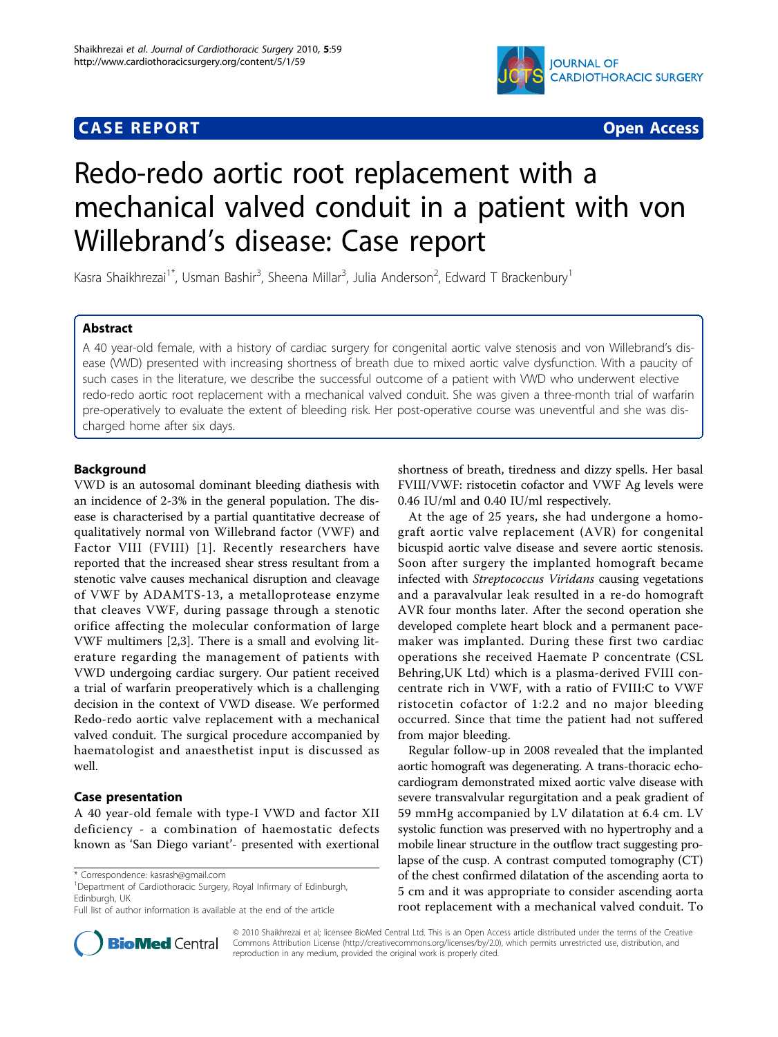**CASE REPORT** **Open Access**

# Redo-redo aortic root replacement with a mechanical valved conduit in a patient with von Willebrand's disease: Case report

Kasra Shaikhrezai[1*], Usman Bashir[3], Sheena Millar[3], Julia Anderson[2], Edward T Brackenbury[1]

## Abstract

A 40 year-old female, with a history of cardiac surgery for congenital aortic valve stenosis and von Willebrand's disease (VWD) presented with increasing shortness of breath due to mixed aortic valve dysfunction. With a paucity of such cases in the literature, we describe the successful outcome of a patient with VWD who underwent elective redo-redo aortic root replacement with a mechanical valved conduit. She was given a three-month trial of warfarin pre-operatively to evaluate the extent of bleeding risk. Her post-operative course was uneventful and she was discharged home after six days.

## Background

VWD is an autosomal dominant bleeding diathesis with an incidence of 2-3% in the general population. The disease is characterised by a partial quantitative decrease of qualitatively normal von Willebrand factor (VWF) and Factor VIII (FVIII) [1]. Recently researchers have reported that the increased shear stress resultant from a stenotic valve causes mechanical disruption and cleavage of VWF by ADAMTS-13, a metalloprotease enzyme that cleaves VWF, during passage through a stenotic orifice affecting the molecular conformation of large VWF multimers [2,3]. There is a small and evolving literature regarding the management of patients with VWD undergoing cardiac surgery. Our patient received a trial of warfarin preoperatively which is a challenging decision in the context of VWD disease. We performed Redo-redo aortic valve replacement with a mechanical valved conduit. The surgical procedure accompanied by haematologist and anaesthetist input is discussed as well.

## Case presentation

A 40 year-old female with type-I VWD and factor XII deficiency - a combination of haemostatic defects known as 'San Diego variant'- presented with exertional shortness of breath, tiredness and dizzy spells. Her basal FVIII/VWF: ristocetin cofactor and VWF Ag levels were 0.46 IU/ml and 0.40 IU/ml respectively.

At the age of 25 years, she had undergone a homograft aortic valve replacement (AVR) for congenital bicuspid aortic valve disease and severe aortic stenosis. Soon after surgery the implanted homograft became infected with *Streptococcus Viridans* causing vegetations and a paravalvular leak resulted in a re-do homograft AVR four months later. After the second operation she developed complete heart block and a permanent pacemaker was implanted. During these first two cardiac operations she received Haemate P concentrate (CSL Behring,UK Ltd) which is a plasma-derived FVIII concentrate rich in VWF, with a ratio of FVIII:C to VWF ristocetin cofactor of 1:2.2 and no major bleeding occurred. Since that time the patient had not suffered from major bleeding.

Regular follow-up in 2008 revealed that the implanted aortic homograft was degenerating. A trans-thoracic echocardiogram demonstrated mixed aortic valve disease with severe transvalvular regurgitation and a peak gradient of 59 mmHg accompanied by LV dilatation at 6.4 cm. LV systolic function was preserved with no hypertrophy and a mobile linear structure in the outflow tract suggesting prolapse of the cusp. A contrast computed tomography (CT) of the chest confirmed dilatation of the ascending aorta to 5 cm and it was appropriate to consider ascending aorta root replacement with a mechanical valved conduit. To

\* Correspondence: kasrash@gmail.com
[1]Department of Cardiothoracic Surgery, Royal Infirmary of Edinburgh, Edinburgh, UK
Full list of author information is available at the end of the article

© 2010 Shaikhrezai et al; licensee BioMed Central Ltd. This is an Open Access article distributed under the terms of the Creative Commons Attribution License (http://creativecommons.org/licenses/by/2.0), which permits unrestricted use, distribution, and reproduction in any medium, provided the original work is properly cited.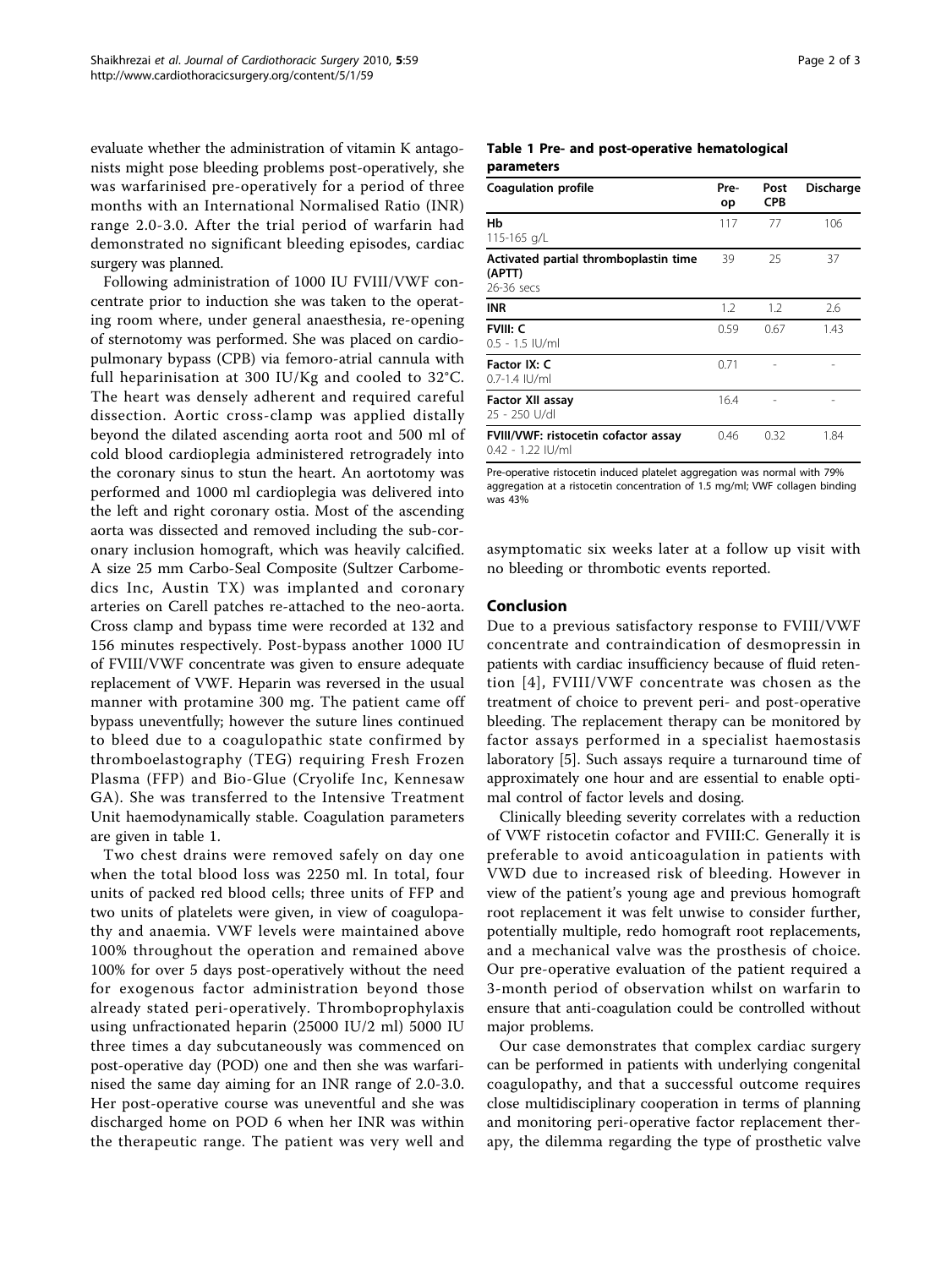evaluate whether the administration of vitamin K antagonists might pose bleeding problems post-operatively, she was warfarinised pre-operatively for a period of three months with an International Normalised Ratio (INR) range 2.0-3.0. After the trial period of warfarin had demonstrated no significant bleeding episodes, cardiac surgery was planned.

Following administration of 1000 IU FVIII/VWF concentrate prior to induction she was taken to the operating room where, under general anaesthesia, re-opening of sternotomy was performed. She was placed on cardiopulmonary bypass (CPB) via femoro-atrial cannula with full heparinisation at 300 IU/Kg and cooled to 32°C. The heart was densely adherent and required careful dissection. Aortic cross-clamp was applied distally beyond the dilated ascending aorta root and 500 ml of cold blood cardioplegia administered retrogradely into the coronary sinus to stun the heart. An aortotomy was performed and 1000 ml cardioplegia was delivered into the left and right coronary ostia. Most of the ascending aorta was dissected and removed including the sub-coronary inclusion homograft, which was heavily calcified. A size 25 mm Carbo-Seal Composite (Sultzer Carbomedics Inc, Austin TX) was implanted and coronary arteries on Carell patches re-attached to the neo-aorta. Cross clamp and bypass time were recorded at 132 and 156 minutes respectively. Post-bypass another 1000 IU of FVIII/VWF concentrate was given to ensure adequate replacement of VWF. Heparin was reversed in the usual manner with protamine 300 mg. The patient came off bypass uneventfully; however the suture lines continued to bleed due to a coagulopathic state confirmed by thromboelastography (TEG) requiring Fresh Frozen Plasma (FFP) and Bio-Glue (Cryolife Inc, Kennesaw GA). She was transferred to the Intensive Treatment Unit haemodynamically stable. Coagulation parameters are given in table 1.

Two chest drains were removed safely on day one when the total blood loss was 2250 ml. In total, four units of packed red blood cells; three units of FFP and two units of platelets were given, in view of coagulopathy and anaemia. VWF levels were maintained above 100% throughout the operation and remained above 100% for over 5 days post-operatively without the need for exogenous factor administration beyond those already stated peri-operatively. Thromboprophylaxis using unfractionated heparin (25000 IU/2 ml) 5000 IU three times a day subcutaneously was commenced on post-operative day (POD) one and then she was warfarinised the same day aiming for an INR range of 2.0-3.0. Her post-operative course was uneventful and she was discharged home on POD 6 when her INR was within the therapeutic range. The patient was very well and asymptomatic six weeks later at a follow up visit with no bleeding or thrombotic events reported.

**Table 1 Pre- and post-operative hematological parameters**

| Coagulation profile | Pre-op | Post CPB | Discharge |
|---|---|---|---|
| **Hb** 115-165 g/L | 117 | 77 | 106 |
| **Activated partial thromboplastin time (APTT)** 26-36 secs | 39 | 25 | 37 |
| **INR** | 1.2 | 1.2 | 2.6 |
| **FVIII: C** 0.5 - 1.5 IU/ml | 0.59 | 0.67 | 1.43 |
| **Factor IX: C** 0.7-1.4 IU/ml | 0.71 | - | - |
| **Factor XII assay** 25 - 250 U/dl | 16.4 | - | - |
| **FVIII/VWF: ristocetin cofactor assay** 0.42 - 1.22 IU/ml | 0.46 | 0.32 | 1.84 |

Pre-operative ristocetin induced platelet aggregation was normal with 79% aggregation at a ristocetin concentration of 1.5 mg/ml; VWF collagen binding was 43%

## Conclusion

Due to a previous satisfactory response to FVIII/VWF concentrate and contraindication of desmopressin in patients with cardiac insufficiency because of fluid retention [4], FVIII/VWF concentrate was chosen as the treatment of choice to prevent peri- and post-operative bleeding. The replacement therapy can be monitored by factor assays performed in a specialist haemostasis laboratory [5]. Such assays require a turnaround time of approximately one hour and are essential to enable optimal control of factor levels and dosing.

Clinically bleeding severity correlates with a reduction of VWF ristocetin cofactor and FVIII:C. Generally it is preferable to avoid anticoagulation in patients with VWD due to increased risk of bleeding. However in view of the patient's young age and previous homograft root replacement it was felt unwise to consider further, potentially multiple, redo homograft root replacements, and a mechanical valve was the prosthesis of choice. Our pre-operative evaluation of the patient required a 3-month period of observation whilst on warfarin to ensure that anti-coagulation could be controlled without major problems.

Our case demonstrates that complex cardiac surgery can be performed in patients with underlying congenital coagulopathy, and that a successful outcome requires close multidisciplinary cooperation in terms of planning and monitoring peri-operative factor replacement therapy, the dilemma regarding the type of prosthetic valve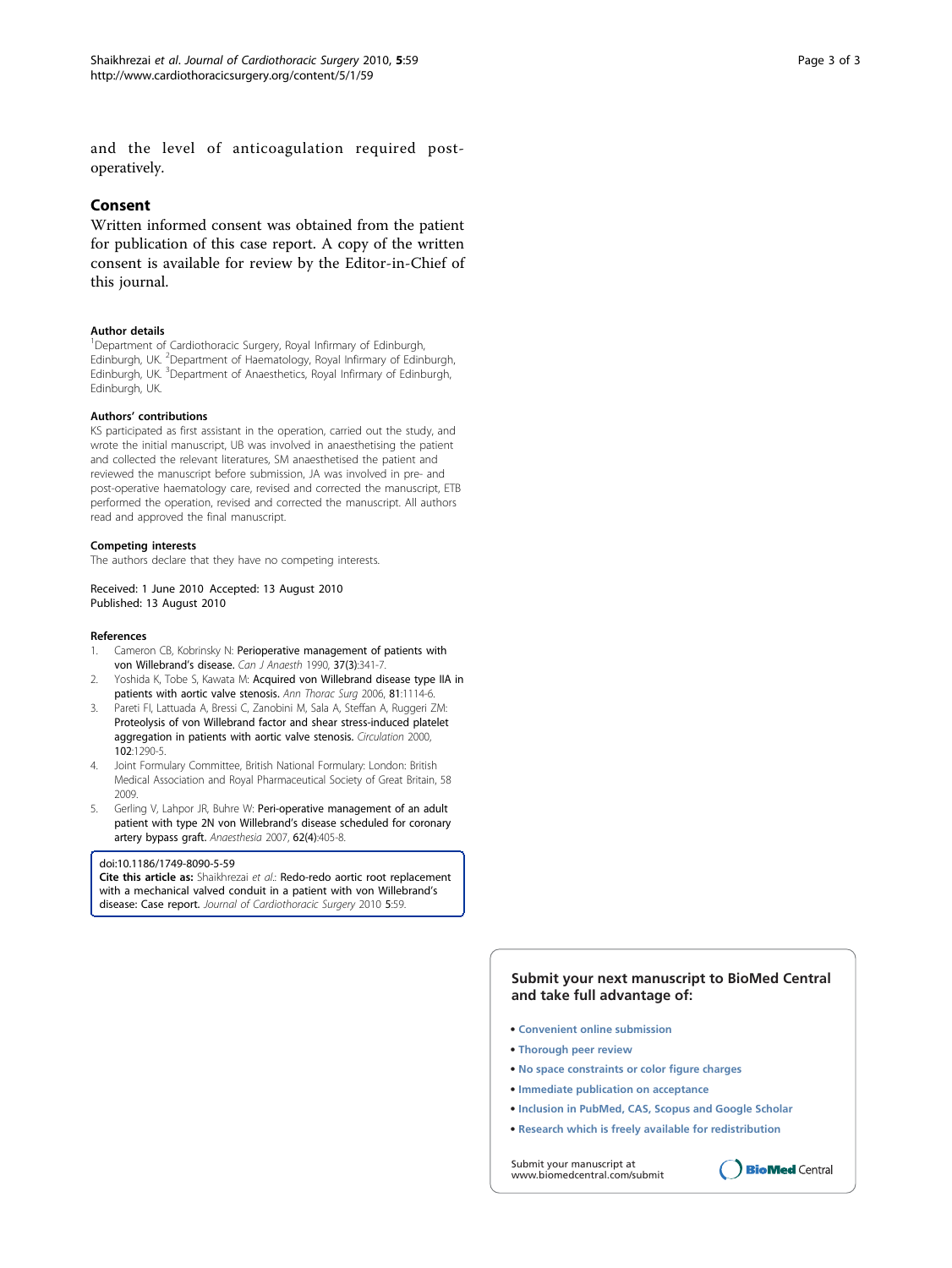and the level of anticoagulation required post-operatively.

## Consent

Written informed consent was obtained from the patient for publication of this case report. A copy of the written consent is available for review by the Editor-in-Chief of this journal.

#### Author details

[1]Department of Cardiothoracic Surgery, Royal Infirmary of Edinburgh, Edinburgh, UK. [2]Department of Haematology, Royal Infirmary of Edinburgh, Edinburgh, UK. [3]Department of Anaesthetics, Royal Infirmary of Edinburgh, Edinburgh, UK.

#### Authors' contributions

KS participated as first assistant in the operation, carried out the study, and wrote the initial manuscript, UB was involved in anaesthetising the patient and collected the relevant literatures, SM anaesthetised the patient and reviewed the manuscript before submission, JA was involved in pre- and post-operative haematology care, revised and corrected the manuscript, ETB performed the operation, revised and corrected the manuscript. All authors read and approved the final manuscript.

#### Competing interests

The authors declare that they have no competing interests.

Received: 1 June 2010 Accepted: 13 August 2010
Published: 13 August 2010

#### References

1. Cameron CB, Kobrinsky N: **Perioperative management of patients with von Willebrand's disease.** *Can J Anaesth* 1990, **37(3)**:341-7.
2. Yoshida K, Tobe S, Kawata M: **Acquired von Willebrand disease type IIA in patients with aortic valve stenosis.** *Ann Thorac Surg* 2006, **81**:1114-6.
3. Pareti FI, Lattuada A, Bressi C, Zanobini M, Sala A, Steffan A, Ruggeri ZM: **Proteolysis of von Willebrand factor and shear stress-induced platelet aggregation in patients with aortic valve stenosis.** *Circulation* 2000, **102**:1290-5.
4. Joint Formulary Committee, British National Formulary: London: British Medical Association and Royal Pharmaceutical Society of Great Britain, 58 2009.
5. Gerling V, Lahpor JR, Buhre W: **Peri-operative management of an adult patient with type 2N von Willebrand's disease scheduled for coronary artery bypass graft.** *Anaesthesia* 2007, **62(4)**:405-8.

doi:10.1186/1749-8090-5-59
**Cite this article as:** Shaikhrezai *et al.*: Redo-redo aortic root replacement with a mechanical valved conduit in a patient with von Willebrand's disease: Case report. *Journal of Cardiothoracic Surgery* 2010 **5**:59.

**Submit your next manuscript to BioMed Central and take full advantage of:**

- Convenient online submission
- Thorough peer review
- No space constraints or color figure charges
- Immediate publication on acceptance
- Inclusion in PubMed, CAS, Scopus and Google Scholar
- Research which is freely available for redistribution

Submit your manuscript at
www.biomedcentral.com/submit

BioMed Central